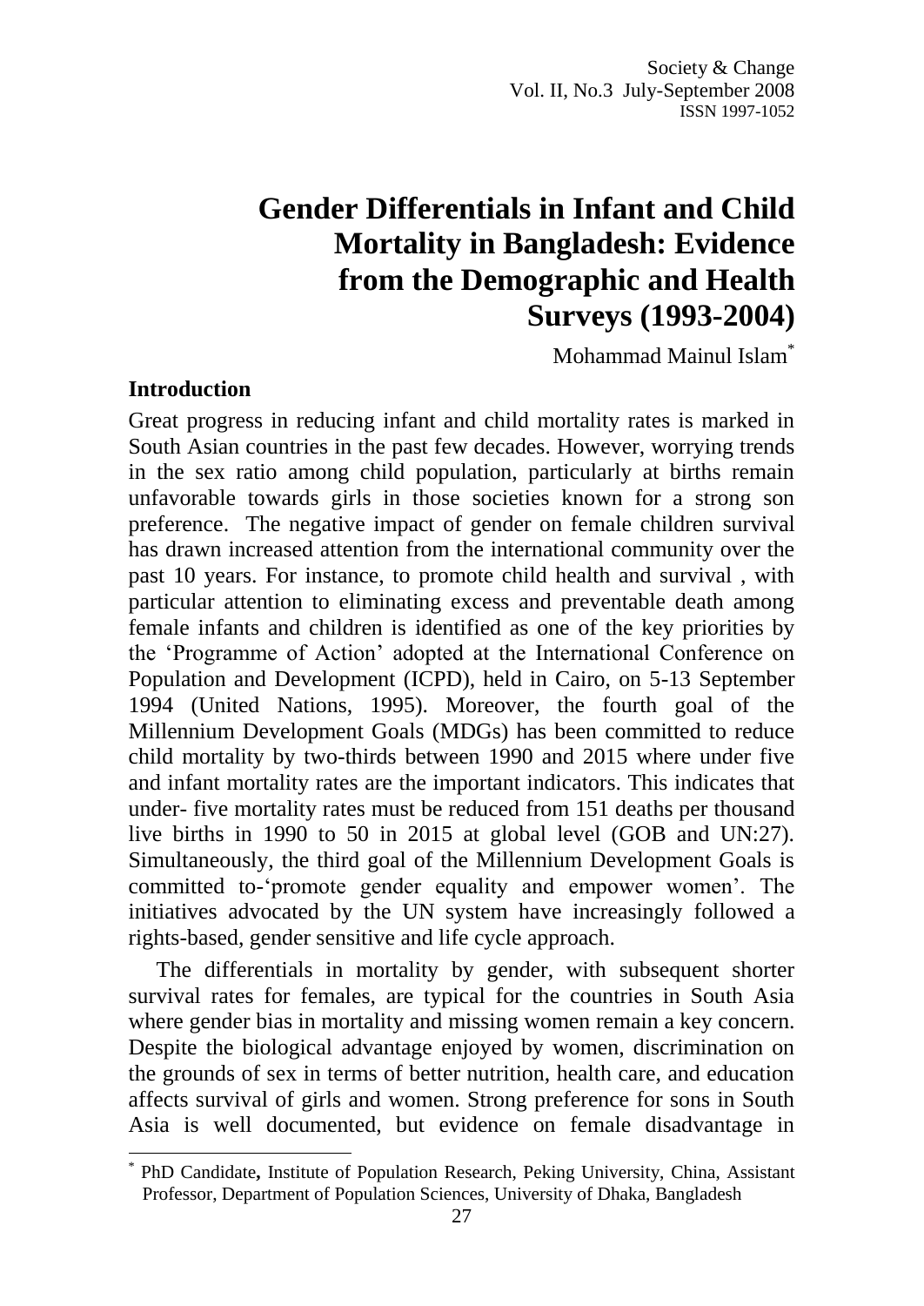# Gender Differentials in Infant and Child Mortality in Bangladesh: Evidence from the Demographic and Health Surveys (1993-2004)

Mohammad Mainul Islam[*]

## Introduction

Great progress in reducing infant and child mortality rates is marked in South Asian countries in the past few decades. However, worrying trends in the sex ratio among child population, particularly at births remain unfavorable towards girls in those societies known for a strong son preference. The negative impact of gender on female children survival has drawn increased attention from the international community over the past 10 years. For instance, to promote child health and survival , with particular attention to eliminating excess and preventable death among female infants and children is identified as one of the key priorities by the 'Programme of Action' adopted at the International Conference on Population and Development (ICPD), held in Cairo, on 5-13 September 1994 (United Nations, 1995). Moreover, the fourth goal of the Millennium Development Goals (MDGs) has been committed to reduce child mortality by two-thirds between 1990 and 2015 where under five and infant mortality rates are the important indicators. This indicates that under- five mortality rates must be reduced from 151 deaths per thousand live births in 1990 to 50 in 2015 at global level (GOB and UN:27). Simultaneously, the third goal of the Millennium Development Goals is committed to-'promote gender equality and empower women'. The initiatives advocated by the UN system have increasingly followed a rights-based, gender sensitive and life cycle approach.

The differentials in mortality by gender, with subsequent shorter survival rates for females, are typical for the countries in South Asia where gender bias in mortality and missing women remain a key concern. Despite the biological advantage enjoyed by women, discrimination on the grounds of sex in terms of better nutrition, health care, and education affects survival of girls and women. Strong preference for sons in South Asia is well documented, but evidence on female disadvantage in

[*] PhD Candidate, Institute of Population Research, Peking University, China, Assistant Professor, Department of Population Sciences, University of Dhaka, Bangladesh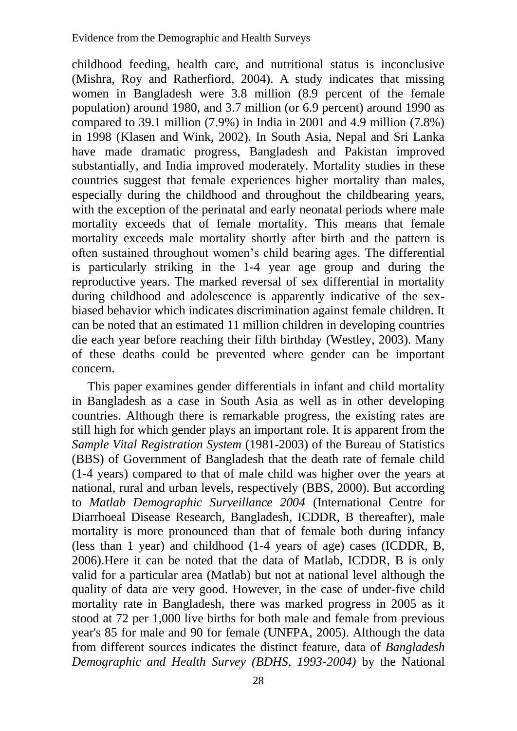childhood feeding, health care, and nutritional status is inconclusive (Mishra, Roy and Ratherfiord, 2004). A study indicates that missing women in Bangladesh were 3.8 million (8.9 percent of the female population) around 1980, and 3.7 million (or 6.9 percent) around 1990 as compared to 39.1 million (7.9%) in India in 2001 and 4.9 million (7.8%) in 1998 (Klasen and Wink, 2002). In South Asia, Nepal and Sri Lanka have made dramatic progress, Bangladesh and Pakistan improved substantially, and India improved moderately. Mortality studies in these countries suggest that female experiences higher mortality than males, especially during the childhood and throughout the childbearing years, with the exception of the perinatal and early neonatal periods where male mortality exceeds that of female mortality. This means that female mortality exceeds male mortality shortly after birth and the pattern is often sustained throughout women's child bearing ages. The differential is particularly striking in the 1-4 year age group and during the reproductive years. The marked reversal of sex differential in mortality during childhood and adolescence is apparently indicative of the sex-biased behavior which indicates discrimination against female children. It can be noted that an estimated 11 million children in developing countries die each year before reaching their fifth birthday (Westley, 2003). Many of these deaths could be prevented where gender can be important concern.

This paper examines gender differentials in infant and child mortality in Bangladesh as a case in South Asia as well as in other developing countries. Although there is remarkable progress, the existing rates are still high for which gender plays an important role. It is apparent from the *Sample Vital Registration System* (1981-2003) of the Bureau of Statistics (BBS) of Government of Bangladesh that the death rate of female child (1-4 years) compared to that of male child was higher over the years at national, rural and urban levels, respectively (BBS, 2000). But according to *Matlab Demographic Surveillance 2004* (International Centre for Diarrhoeal Disease Research, Bangladesh, ICDDR, B thereafter), male mortality is more pronounced than that of female both during infancy (less than 1 year) and childhood (1-4 years of age) cases (ICDDR, B, 2006).Here it can be noted that the data of Matlab, ICDDR, B is only valid for a particular area (Matlab) but not at national level although the quality of data are very good. However, in the case of under-five child mortality rate in Bangladesh, there was marked progress in 2005 as it stood at 72 per 1,000 live births for both male and female from previous year's 85 for male and 90 for female (UNFPA, 2005). Although the data from different sources indicates the distinct feature, data of *Bangladesh Demographic and Health Survey (BDHS, 1993-2004)* by the National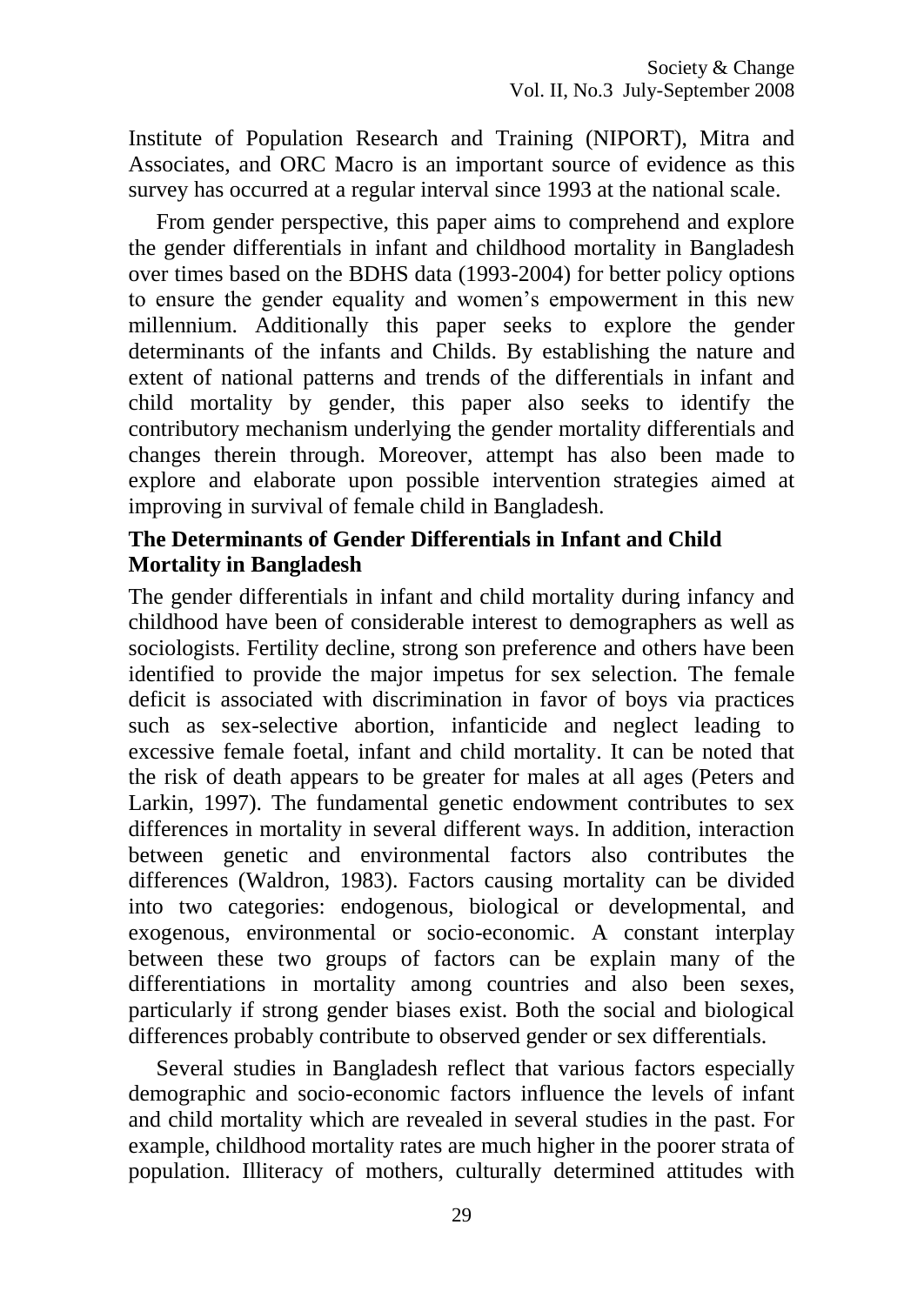Institute of Population Research and Training (NIPORT), Mitra and Associates, and ORC Macro is an important source of evidence as this survey has occurred at a regular interval since 1993 at the national scale.

From gender perspective, this paper aims to comprehend and explore the gender differentials in infant and childhood mortality in Bangladesh over times based on the BDHS data (1993-2004) for better policy options to ensure the gender equality and women's empowerment in this new millennium. Additionally this paper seeks to explore the gender determinants of the infants and Childs. By establishing the nature and extent of national patterns and trends of the differentials in infant and child mortality by gender, this paper also seeks to identify the contributory mechanism underlying the gender mortality differentials and changes therein through. Moreover, attempt has also been made to explore and elaborate upon possible intervention strategies aimed at improving in survival of female child in Bangladesh.

## The Determinants of Gender Differentials in Infant and Child Mortality in Bangladesh

The gender differentials in infant and child mortality during infancy and childhood have been of considerable interest to demographers as well as sociologists. Fertility decline, strong son preference and others have been identified to provide the major impetus for sex selection. The female deficit is associated with discrimination in favor of boys via practices such as sex-selective abortion, infanticide and neglect leading to excessive female foetal, infant and child mortality. It can be noted that the risk of death appears to be greater for males at all ages (Peters and Larkin, 1997). The fundamental genetic endowment contributes to sex differences in mortality in several different ways. In addition, interaction between genetic and environmental factors also contributes the differences (Waldron, 1983). Factors causing mortality can be divided into two categories: endogenous, biological or developmental, and exogenous, environmental or socio-economic. A constant interplay between these two groups of factors can be explain many of the differentiations in mortality among countries and also been sexes, particularly if strong gender biases exist. Both the social and biological differences probably contribute to observed gender or sex differentials.

Several studies in Bangladesh reflect that various factors especially demographic and socio-economic factors influence the levels of infant and child mortality which are revealed in several studies in the past. For example, childhood mortality rates are much higher in the poorer strata of population. Illiteracy of mothers, culturally determined attitudes with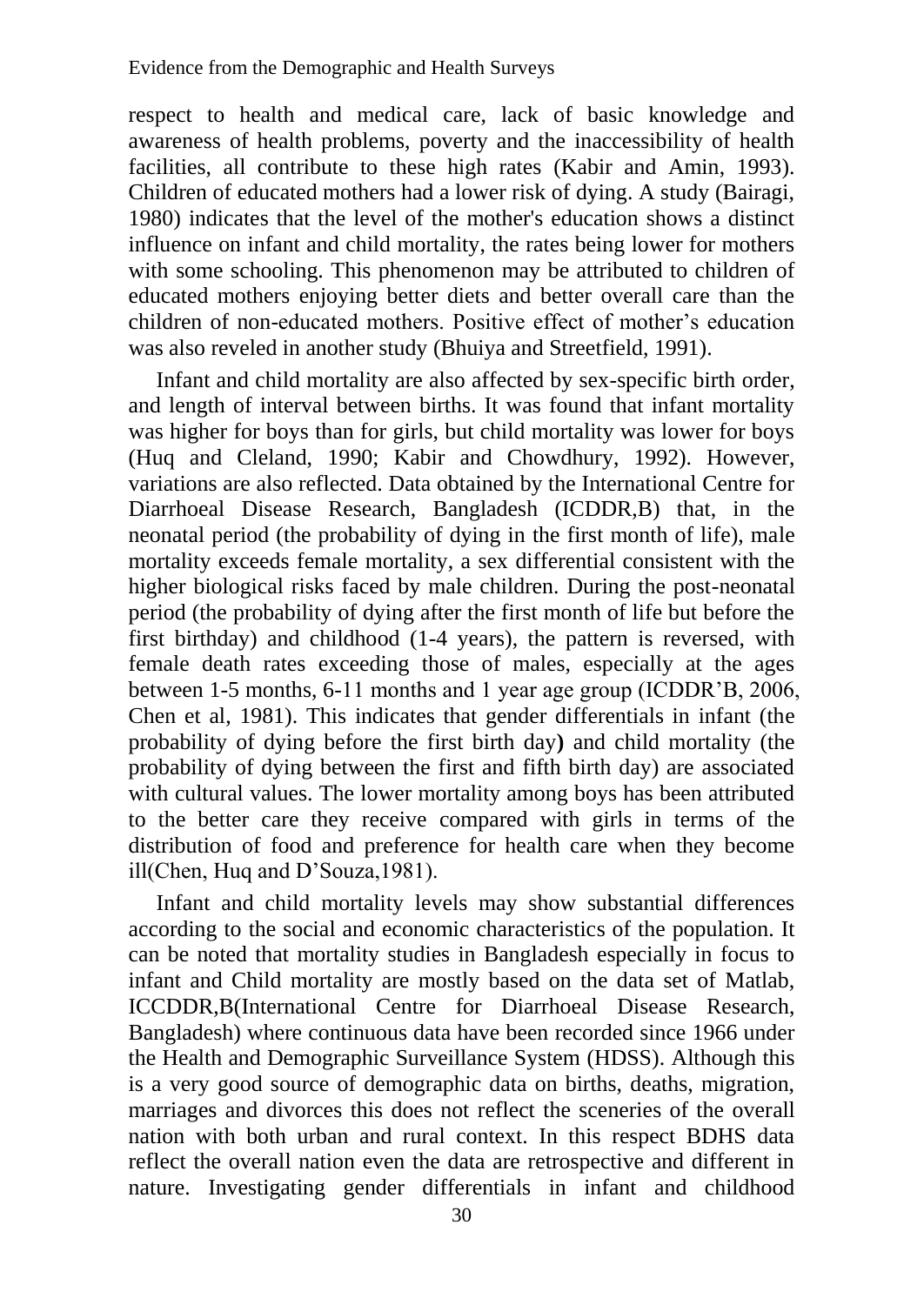respect to health and medical care, lack of basic knowledge and awareness of health problems, poverty and the inaccessibility of health facilities, all contribute to these high rates (Kabir and Amin, 1993). Children of educated mothers had a lower risk of dying. A study (Bairagi, 1980) indicates that the level of the mother's education shows a distinct influence on infant and child mortality, the rates being lower for mothers with some schooling. This phenomenon may be attributed to children of educated mothers enjoying better diets and better overall care than the children of non-educated mothers. Positive effect of mother’s education was also reveled in another study (Bhuiya and Streetfield, 1991).

Infant and child mortality are also affected by sex-specific birth order, and length of interval between births. It was found that infant mortality was higher for boys than for girls, but child mortality was lower for boys (Huq and Cleland, 1990; Kabir and Chowdhury, 1992). However, variations are also reflected. Data obtained by the International Centre for Diarrhoeal Disease Research, Bangladesh (ICDDR,B) that, in the neonatal period (the probability of dying in the first month of life), male mortality exceeds female mortality, a sex differential consistent with the higher biological risks faced by male children. During the post-neonatal period (the probability of dying after the first month of life but before the first birthday) and childhood (1-4 years), the pattern is reversed, with female death rates exceeding those of males, especially at the ages between 1-5 months, 6-11 months and 1 year age group (ICDDR’B, 2006, Chen et al, 1981). This indicates that gender differentials in infant (the probability of dying before the first birth day**)** and child mortality (the probability of dying between the first and fifth birth day) are associated with cultural values. The lower mortality among boys has been attributed to the better care they receive compared with girls in terms of the distribution of food and preference for health care when they become ill(Chen, Huq and D’Souza,1981).

Infant and child mortality levels may show substantial differences according to the social and economic characteristics of the population. It can be noted that mortality studies in Bangladesh especially in focus to infant and Child mortality are mostly based on the data set of Matlab, ICCDDR,B(International Centre for Diarrhoeal Disease Research, Bangladesh) where continuous data have been recorded since 1966 under the Health and Demographic Surveillance System (HDSS). Although this is a very good source of demographic data on births, deaths, migration, marriages and divorces this does not reflect the sceneries of the overall nation with both urban and rural context. In this respect BDHS data reflect the overall nation even the data are retrospective and different in nature. Investigating gender differentials in infant and childhood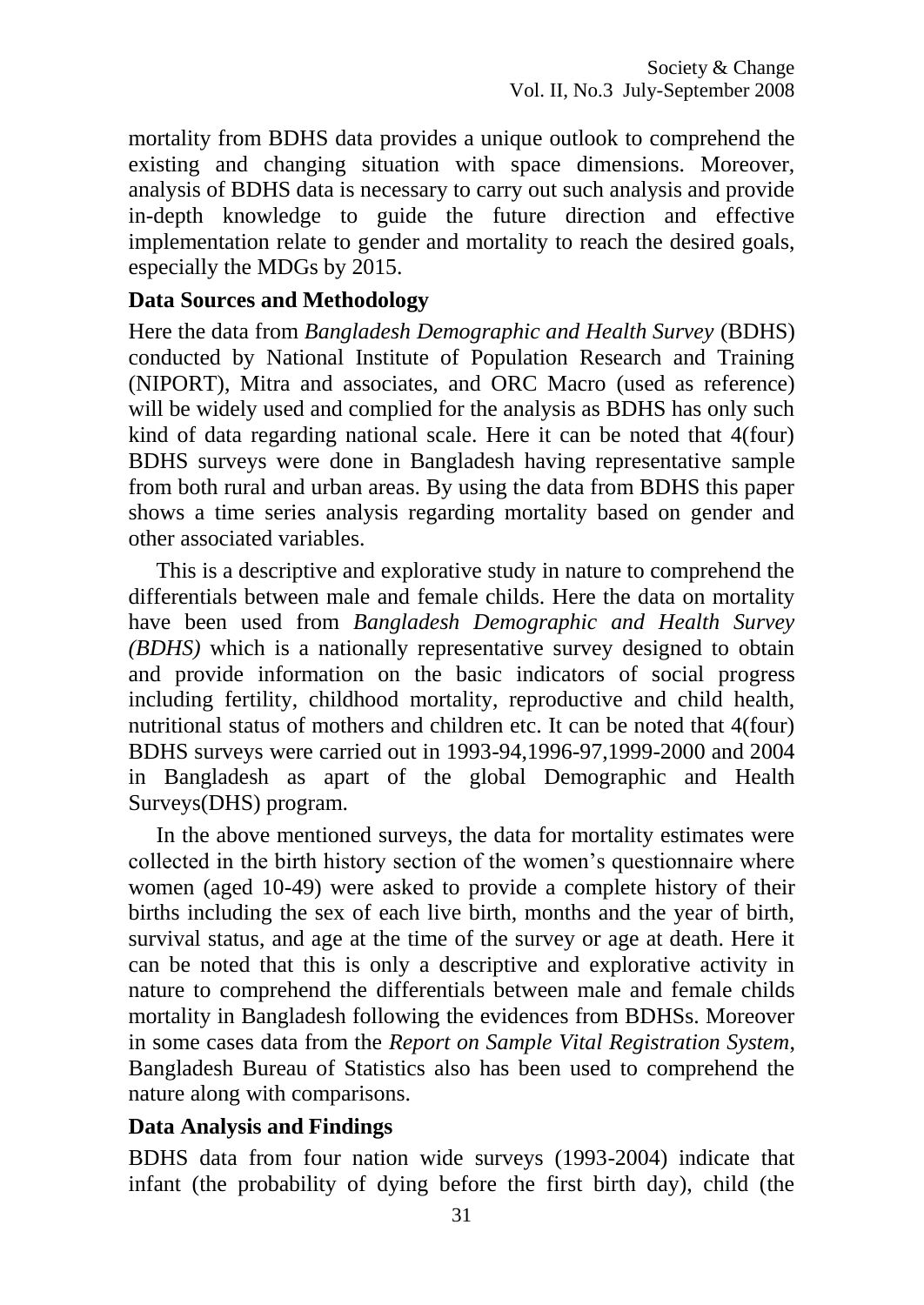mortality from BDHS data provides a unique outlook to comprehend the existing and changing situation with space dimensions. Moreover, analysis of BDHS data is necessary to carry out such analysis and provide in-depth knowledge to guide the future direction and effective implementation relate to gender and mortality to reach the desired goals, especially the MDGs by 2015.

## Data Sources and Methodology

Here the data from *Bangladesh Demographic and Health Survey* (BDHS) conducted by National Institute of Population Research and Training (NIPORT), Mitra and associates, and ORC Macro (used as reference) will be widely used and complied for the analysis as BDHS has only such kind of data regarding national scale. Here it can be noted that 4(four) BDHS surveys were done in Bangladesh having representative sample from both rural and urban areas. By using the data from BDHS this paper shows a time series analysis regarding mortality based on gender and other associated variables.

This is a descriptive and explorative study in nature to comprehend the differentials between male and female childs. Here the data on mortality have been used from *Bangladesh Demographic and Health Survey (BDHS)* which is a nationally representative survey designed to obtain and provide information on the basic indicators of social progress including fertility, childhood mortality, reproductive and child health, nutritional status of mothers and children etc. It can be noted that 4(four) BDHS surveys were carried out in 1993-94,1996-97,1999-2000 and 2004 in Bangladesh as apart of the global Demographic and Health Surveys(DHS) program.

In the above mentioned surveys, the data for mortality estimates were collected in the birth history section of the women's questionnaire where women (aged 10-49) were asked to provide a complete history of their births including the sex of each live birth, months and the year of birth, survival status, and age at the time of the survey or age at death. Here it can be noted that this is only a descriptive and explorative activity in nature to comprehend the differentials between male and female childs mortality in Bangladesh following the evidences from BDHSs. Moreover in some cases data from the *Report on Sample Vital Registration System*, Bangladesh Bureau of Statistics also has been used to comprehend the nature along with comparisons.

## Data Analysis and Findings

BDHS data from four nation wide surveys (1993-2004) indicate that infant (the probability of dying before the first birth day), child (the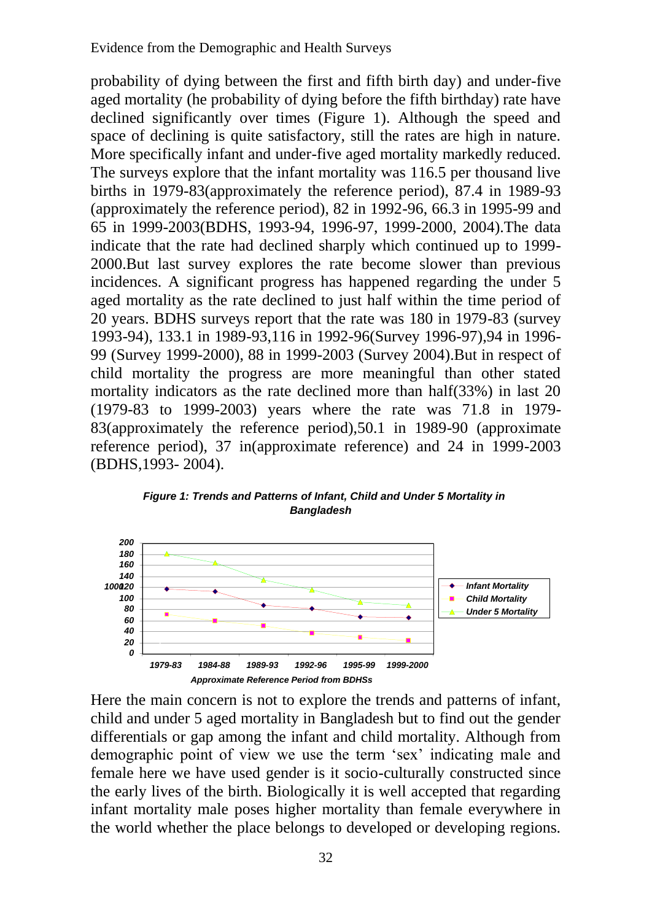probability of dying between the first and fifth birth day) and under-five aged mortality (he probability of dying before the fifth birthday) rate have declined significantly over times (Figure 1). Although the speed and space of declining is quite satisfactory, still the rates are high in nature. More specifically infant and under-five aged mortality markedly reduced. The surveys explore that the infant mortality was 116.5 per thousand live births in 1979-83(approximately the reference period), 87.4 in 1989-93 (approximately the reference period), 82 in 1992-96, 66.3 in 1995-99 and 65 in 1999-2003(BDHS, 1993-94, 1996-97, 1999-2000, 2004).The data indicate that the rate had declined sharply which continued up to 1999-2000.But last survey explores the rate become slower than previous incidences. A significant progress has happened regarding the under 5 aged mortality as the rate declined to just half within the time period of 20 years. BDHS surveys report that the rate was 180 in 1979-83 (survey 1993-94), 133.1 in 1989-93,116 in 1992-96(Survey 1996-97),94 in 1996-99 (Survey 1999-2000), 88 in 1999-2003 (Survey 2004).But in respect of child mortality the progress are more meaningful than other stated mortality indicators as the rate declined more than half(33%) in last 20 (1979-83 to 1999-2003) years where the rate was 71.8 in 1979-83(approximately the reference period),50.1 in 1989-90 (approximate reference period), 37 in(approximate reference) and 24 in 1999-2003 (BDHS,1993- 2004).

***Figure 1: Trends and Patterns of Infant, Child and Under 5 Mortality in Bangladesh***

Here the main concern is not to explore the trends and patterns of infant, child and under 5 aged mortality in Bangladesh but to find out the gender differentials or gap among the infant and child mortality. Although from demographic point of view we use the term 'sex' indicating male and female here we have used gender is it socio-culturally constructed since the early lives of the birth. Biologically it is well accepted that regarding infant mortality male poses higher mortality than female everywhere in the world whether the place belongs to developed or developing regions.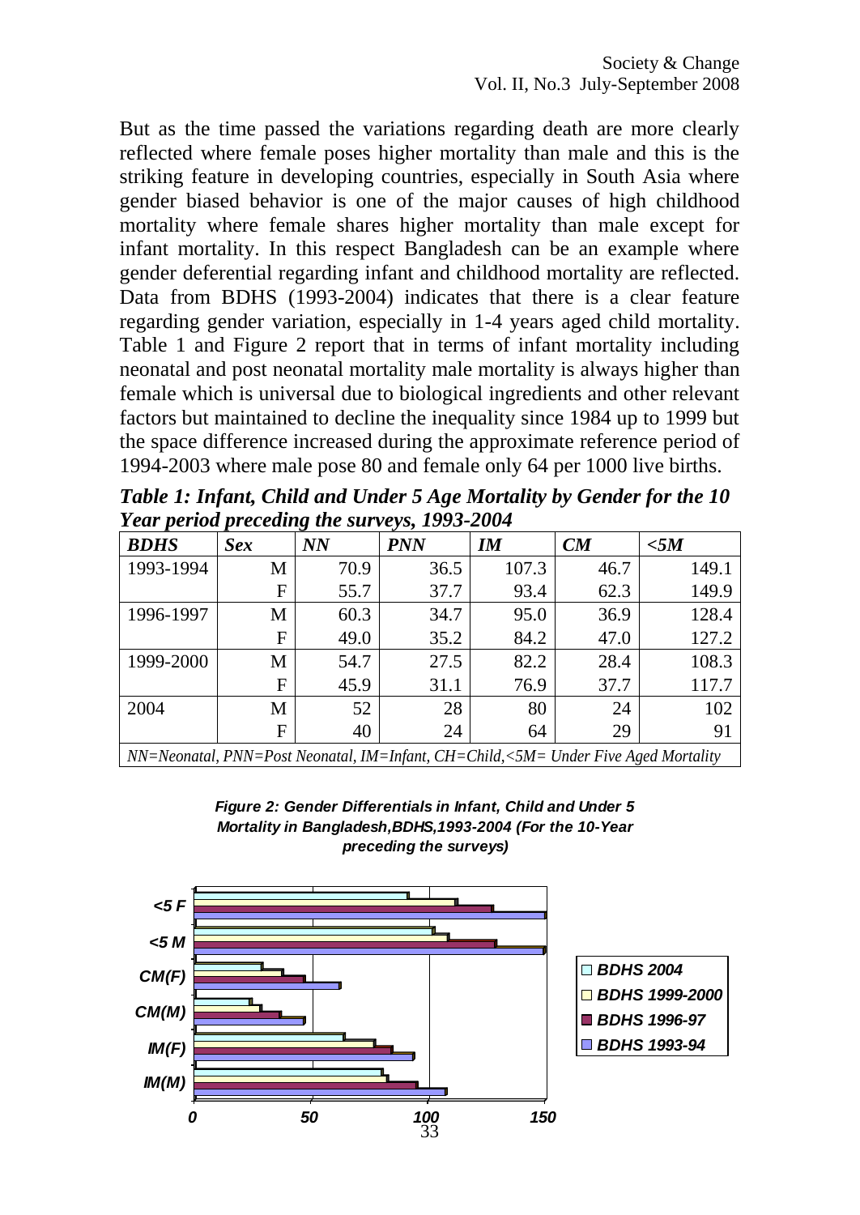But as the time passed the variations regarding death are more clearly reflected where female poses higher mortality than male and this is the striking feature in developing countries, especially in South Asia where gender biased behavior is one of the major causes of high childhood mortality where female shares higher mortality than male except for infant mortality. In this respect Bangladesh can be an example where gender deferential regarding infant and childhood mortality are reflected. Data from BDHS (1993-2004) indicates that there is a clear feature regarding gender variation, especially in 1-4 years aged child mortality. Table 1 and Figure 2 report that in terms of infant mortality including neonatal and post neonatal mortality male mortality is always higher than female which is universal due to biological ingredients and other relevant factors but maintained to decline the inequality since 1984 up to 1999 but the space difference increased during the approximate reference period of 1994-2003 where male pose 80 and female only 64 per 1000 live births.

***Table 1: Infant, Child and Under 5 Age Mortality by Gender for the 10 Year period preceding the surveys, 1993-2004***

| *BDHS* | *Sex* | *NN* | *PNN* | *IM* | *CM* | *<5M* |
|---|---|---|---|---|---|---|
| 1993-1994 | M | 70.9 | 36.5 | 107.3 | 46.7 | 149.1 |
| | F | 55.7 | 37.7 | 93.4 | 62.3 | 149.9 |
| 1996-1997 | M | 60.3 | 34.7 | 95.0 | 36.9 | 128.4 |
| | F | 49.0 | 35.2 | 84.2 | 47.0 | 127.2 |
| 1999-2000 | M | 54.7 | 27.5 | 82.2 | 28.4 | 108.3 |
| | F | 45.9 | 31.1 | 76.9 | 37.7 | 117.7 |
| 2004 | M | 52 | 28 | 80 | 24 | 102 |
| | F | 40 | 24 | 64 | 29 | 91 |

*NN=Neonatal, PNN=Post Neonatal, IM=Infant, CH=Child,<5M= Under Five Aged Mortality*

***Figure 2: Gender Differentials in Infant, Child and Under 5 Mortality in Bangladesh,BDHS,1993-2004 (For the 10-Year preceding the surveys)***

| | BDHS 2004 | BDHS 1999-2000 | BDHS 1996-97 | BDHS 1993-94 |
|---|---|---|---|---|
| <5 F | 91 | 117.7 | 127.2 | 149.9 |
| <5 M | 102 | 108.3 | 128.4 | 149.1 |
| CM(F) | 29 | 37.7 | 47.0 | 62.3 |
| CM(M) | 24 | 28.4 | 36.9 | 46.7 |
| IM(F) | 64 | 76.9 | 84.2 | 93.4 |
| IM(M) | 80 | 82.2 | 95.0 | 107.3 |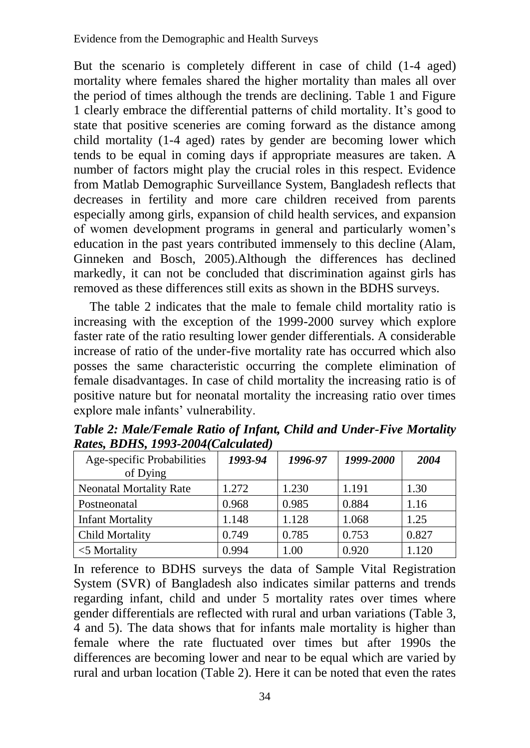But the scenario is completely different in case of child (1-4 aged) mortality where females shared the higher mortality than males all over the period of times although the trends are declining. Table 1 and Figure 1 clearly embrace the differential patterns of child mortality. It's good to state that positive sceneries are coming forward as the distance among child mortality (1-4 aged) rates by gender are becoming lower which tends to be equal in coming days if appropriate measures are taken. A number of factors might play the crucial roles in this respect. Evidence from Matlab Demographic Surveillance System, Bangladesh reflects that decreases in fertility and more care children received from parents especially among girls, expansion of child health services, and expansion of women development programs in general and particularly women's education in the past years contributed immensely to this decline (Alam, Ginneken and Bosch, 2005).Although the differences has declined markedly, it can not be concluded that discrimination against girls has removed as these differences still exits as shown in the BDHS surveys.

The table 2 indicates that the male to female child mortality ratio is increasing with the exception of the 1999-2000 survey which explore faster rate of the ratio resulting lower gender differentials. A considerable increase of ratio of the under-five mortality rate has occurred which also posses the same characteristic occurring the complete elimination of female disadvantages. In case of child mortality the increasing ratio is of positive nature but for neonatal mortality the increasing ratio over times explore male infants' vulnerability.

***Table 2: Male/Female Ratio of Infant, Child and Under-Five Mortality Rates, BDHS, 1993-2004(Calculated)***

| Age-specific Probabilities of Dying | *1993-94* | *1996-97* | *1999-2000* | *2004* |
|---|---|---|---|---|
| Neonatal Mortality Rate | 1.272 | 1.230 | 1.191 | 1.30 |
| Postneonatal | 0.968 | 0.985 | 0.884 | 1.16 |
| Infant Mortality | 1.148 | 1.128 | 1.068 | 1.25 |
| Child Mortality | 0.749 | 0.785 | 0.753 | 0.827 |
| <5 Mortality | 0.994 | 1.00 | 0.920 | 1.120 |

In reference to BDHS surveys the data of Sample Vital Registration System (SVR) of Bangladesh also indicates similar patterns and trends regarding infant, child and under 5 mortality rates over times where gender differentials are reflected with rural and urban variations (Table 3, 4 and 5). The data shows that for infants male mortality is higher than female where the rate fluctuated over times but after 1990s the differences are becoming lower and near to be equal which are varied by rural and urban location (Table 2). Here it can be noted that even the rates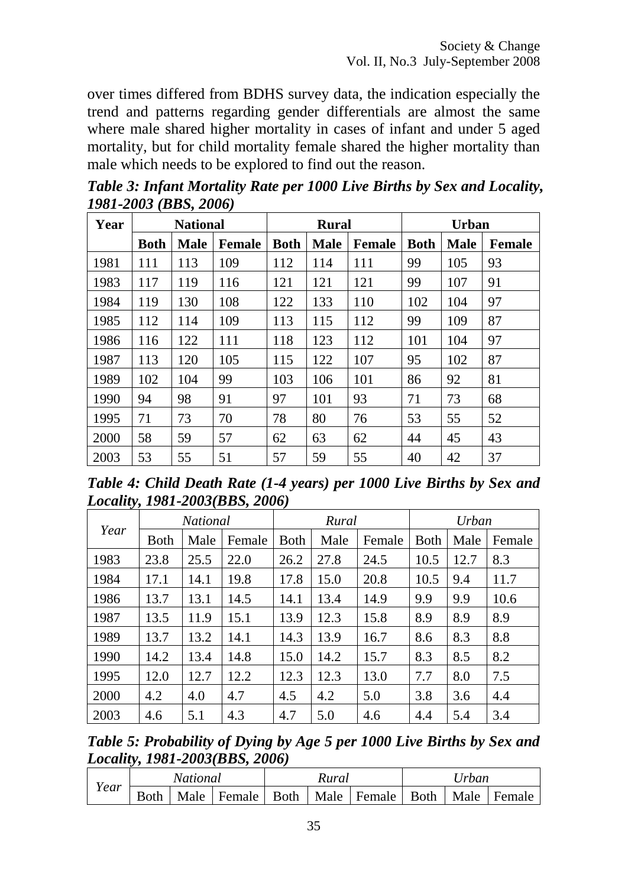over times differed from BDHS survey data, the indication especially the trend and patterns regarding gender differentials are almost the same where male shared higher mortality in cases of infant and under 5 aged mortality, but for child mortality female shared the higher mortality than male which needs to be explored to find out the reason.

***Table 3: Infant Mortality Rate per 1000 Live Births by Sex and Locality, 1981-2003 (BBS, 2006)***

| Year | National | | | Rural | | | Urban | | |
|---|---|---|---|---|---|---|---|---|---|
| | **Both** | **Male** | **Female** | **Both** | **Male** | **Female** | **Both** | **Male** | **Female** |
| 1981 | 111 | 113 | 109 | 112 | 114 | 111 | 99 | 105 | 93 |
| 1983 | 117 | 119 | 116 | 121 | 121 | 121 | 99 | 107 | 91 |
| 1984 | 119 | 130 | 108 | 122 | 133 | 110 | 102 | 104 | 97 |
| 1985 | 112 | 114 | 109 | 113 | 115 | 112 | 99 | 109 | 87 |
| 1986 | 116 | 122 | 111 | 118 | 123 | 112 | 101 | 104 | 97 |
| 1987 | 113 | 120 | 105 | 115 | 122 | 107 | 95 | 102 | 87 |
| 1989 | 102 | 104 | 99 | 103 | 106 | 101 | 86 | 92 | 81 |
| 1990 | 94 | 98 | 91 | 97 | 101 | 93 | 71 | 73 | 68 |
| 1995 | 71 | 73 | 70 | 78 | 80 | 76 | 53 | 55 | 52 |
| 2000 | 58 | 59 | 57 | 62 | 63 | 62 | 44 | 45 | 43 |
| 2003 | 53 | 55 | 51 | 57 | 59 | 55 | 40 | 42 | 37 |

***Table 4: Child Death Rate (1-4 years) per 1000 Live Births by Sex and Locality, 1981-2003(BBS, 2006)***

| *Year* | *National* | | | *Rural* | | | *Urban* | | |
|---|---|---|---|---|---|---|---|---|---|
| | Both | Male | Female | Both | Male | Female | Both | Male | Female |
| 1983 | 23.8 | 25.5 | 22.0 | 26.2 | 27.8 | 24.5 | 10.5 | 12.7 | 8.3 |
| 1984 | 17.1 | 14.1 | 19.8 | 17.8 | 15.0 | 20.8 | 10.5 | 9.4 | 11.7 |
| 1986 | 13.7 | 13.1 | 14.5 | 14.1 | 13.4 | 14.9 | 9.9 | 9.9 | 10.6 |
| 1987 | 13.5 | 11.9 | 15.1 | 13.9 | 12.3 | 15.8 | 8.9 | 8.9 | 8.9 |
| 1989 | 13.7 | 13.2 | 14.1 | 14.3 | 13.9 | 16.7 | 8.6 | 8.3 | 8.8 |
| 1990 | 14.2 | 13.4 | 14.8 | 15.0 | 14.2 | 15.7 | 8.3 | 8.5 | 8.2 |
| 1995 | 12.0 | 12.7 | 12.2 | 12.3 | 12.3 | 13.0 | 7.7 | 8.0 | 7.5 |
| 2000 | 4.2 | 4.0 | 4.7 | 4.5 | 4.2 | 5.0 | 3.8 | 3.6 | 4.4 |
| 2003 | 4.6 | 5.1 | 4.3 | 4.7 | 5.0 | 4.6 | 4.4 | 5.4 | 3.4 |

***Table 5: Probability of Dying by Age 5 per 1000 Live Births by Sex and Locality, 1981-2003(BBS, 2006)***

| *Year* | *National* | | | *Rural* | | | *Urban* | | |
|---|---|---|---|---|---|---|---|---|---|
| | Both | Male | Female | Both | Male | Female | Both | Male | Female |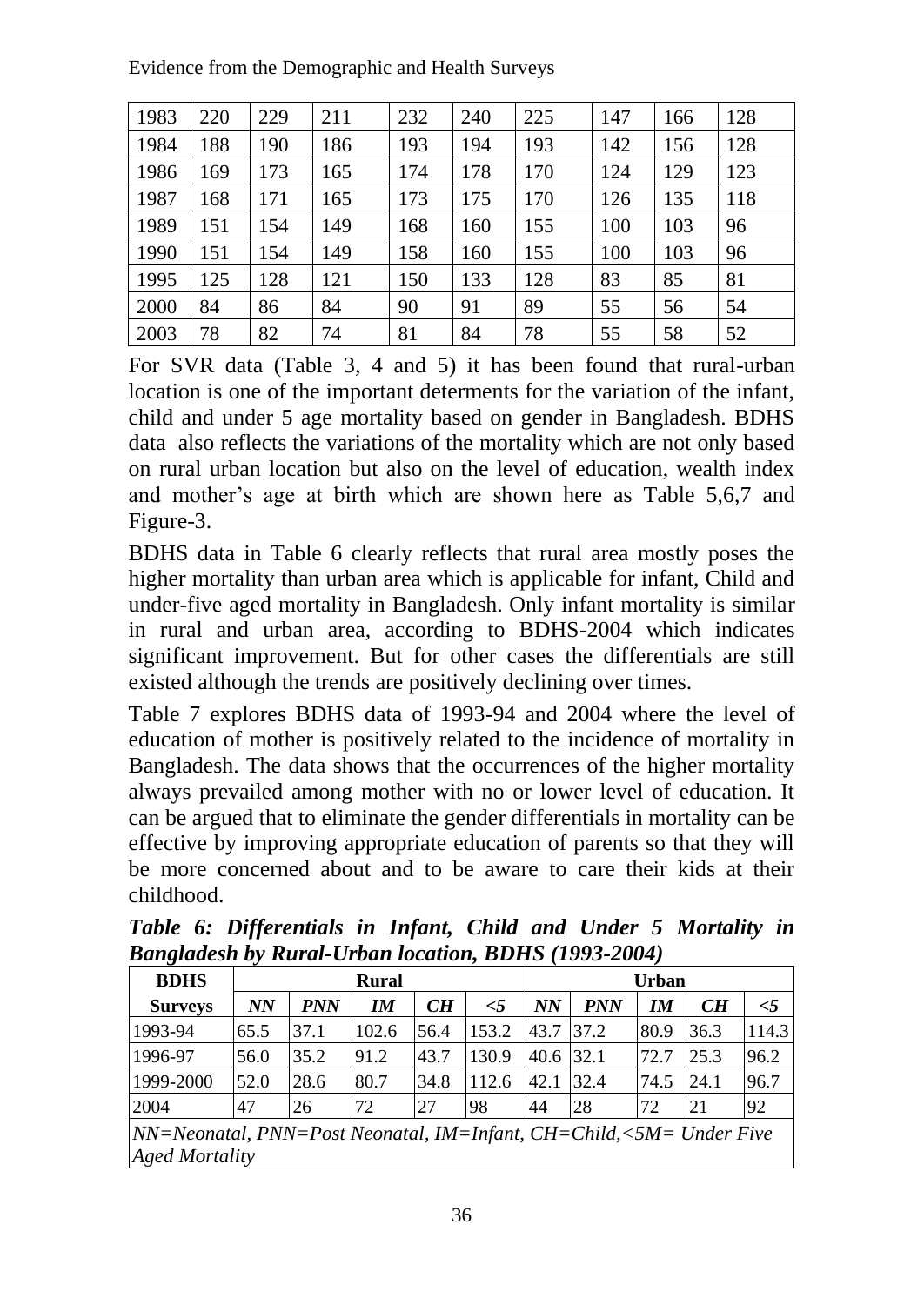| 1983 | 220 | 229 | 211 | 232 | 240 | 225 | 147 | 166 | 128 |
|---|---|---|---|---|---|---|---|---|---|
| 1984 | 188 | 190 | 186 | 193 | 194 | 193 | 142 | 156 | 128 |
| 1986 | 169 | 173 | 165 | 174 | 178 | 170 | 124 | 129 | 123 |
| 1987 | 168 | 171 | 165 | 173 | 175 | 170 | 126 | 135 | 118 |
| 1989 | 151 | 154 | 149 | 168 | 160 | 155 | 100 | 103 | 96 |
| 1990 | 151 | 154 | 149 | 158 | 160 | 155 | 100 | 103 | 96 |
| 1995 | 125 | 128 | 121 | 150 | 133 | 128 | 83 | 85 | 81 |
| 2000 | 84 | 86 | 84 | 90 | 91 | 89 | 55 | 56 | 54 |
| 2003 | 78 | 82 | 74 | 81 | 84 | 78 | 55 | 58 | 52 |

For SVR data (Table 3, 4 and 5) it has been found that rural-urban location is one of the important determents for the variation of the infant, child and under 5 age mortality based on gender in Bangladesh. BDHS data also reflects the variations of the mortality which are not only based on rural urban location but also on the level of education, wealth index and mother's age at birth which are shown here as Table 5,6,7 and Figure-3.

BDHS data in Table 6 clearly reflects that rural area mostly poses the higher mortality than urban area which is applicable for infant, Child and under-five aged mortality in Bangladesh. Only infant mortality is similar in rural and urban area, according to BDHS-2004 which indicates significant improvement. But for other cases the differentials are still existed although the trends are positively declining over times.

Table 7 explores BDHS data of 1993-94 and 2004 where the level of education of mother is positively related to the incidence of mortality in Bangladesh. The data shows that the occurrences of the higher mortality always prevailed among mother with no or lower level of education. It can be argued that to eliminate the gender differentials in mortality can be effective by improving appropriate education of parents so that they will be more concerned about and to be aware to care their kids at their childhood.

***Table 6: Differentials in Infant, Child and Under 5 Mortality in Bangladesh by Rural-Urban location, BDHS (1993-2004)***

| **BDHS** | **Rural** | | | | | **Urban** | | | | |
|---|---|---|---|---|---|---|---|---|---|---|
| **Surveys** | ***NN*** | ***PNN*** | ***IM*** | ***CH*** | ***<5*** | ***NN*** | ***PNN*** | ***IM*** | ***CH*** | ***<5*** |
| 1993-94 | 65.5 | 37.1 | 102.6 | 56.4 | 153.2 | 43.7 | 37.2 | 80.9 | 36.3 | 114.3 |
| 1996-97 | 56.0 | 35.2 | 91.2 | 43.7 | 130.9 | 40.6 | 32.1 | 72.7 | 25.3 | 96.2 |
| 1999-2000 | 52.0 | 28.6 | 80.7 | 34.8 | 112.6 | 42.1 | 32.4 | 74.5 | 24.1 | 96.7 |
| 2004 | 47 | 26 | 72 | 27 | 98 | 44 | 28 | 72 | 21 | 92 |

*NN=Neonatal, PNN=Post Neonatal, IM=Infant, CH=Child,<5M= Under Five Aged Mortality*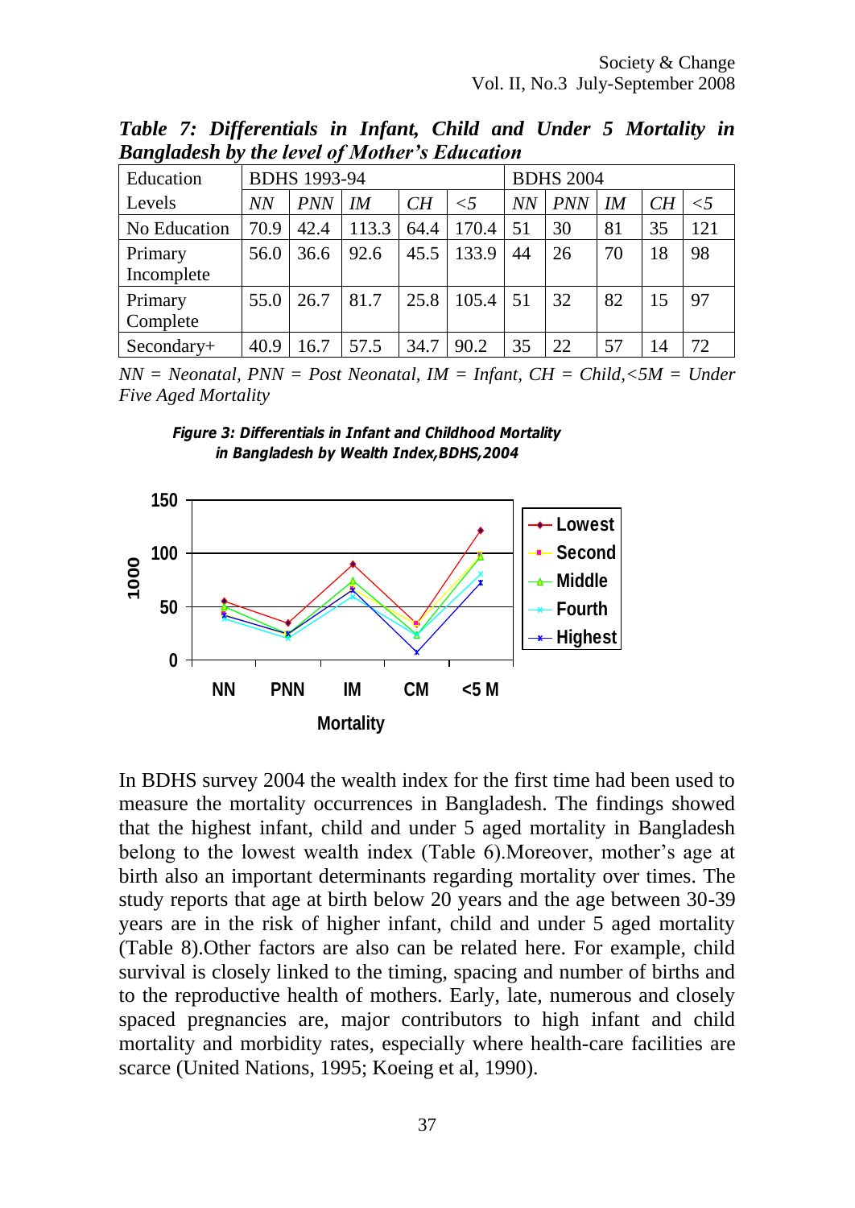***Table 7: Differentials in Infant, Child and Under 5 Mortality in Bangladesh by the level of Mother's Education***

| Education Levels | BDHS 1993-94 | | | | | BDHS 2004 | | | | |
|---|---|---|---|---|---|---|---|---|---|---|
| | *NN* | *PNN* | *IM* | *CH* | *<5* | *NN* | *PNN* | *IM* | *CH* | *<5* |
| No Education | 70.9 | 42.4 | 113.3 | 64.4 | 170.4 | 51 | 30 | 81 | 35 | 121 |
| Primary Incomplete | 56.0 | 36.6 | 92.6 | 45.5 | 133.9 | 44 | 26 | 70 | 18 | 98 |
| Primary Complete | 55.0 | 26.7 | 81.7 | 25.8 | 105.4 | 51 | 32 | 82 | 15 | 97 |
| Secondary+ | 40.9 | 16.7 | 57.5 | 34.7 | 90.2 | 35 | 22 | 57 | 14 | 72 |

*NN = Neonatal, PNN = Post Neonatal, IM = Infant, CH = Child,<5M = Under Five Aged Mortality*

***Figure 3: Differentials in Infant and Childhood Mortality in Bangladesh by Wealth Index,BDHS,2004***

In BDHS survey 2004 the wealth index for the first time had been used to measure the mortality occurrences in Bangladesh. The findings showed that the highest infant, child and under 5 aged mortality in Bangladesh belong to the lowest wealth index (Table 6).Moreover, mother's age at birth also an important determinants regarding mortality over times. The study reports that age at birth below 20 years and the age between 30-39 years are in the risk of higher infant, child and under 5 aged mortality (Table 8).Other factors are also can be related here. For example, child survival is closely linked to the timing, spacing and number of births and to the reproductive health of mothers. Early, late, numerous and closely spaced pregnancies are, major contributors to high infant and child mortality and morbidity rates, especially where health-care facilities are scarce (United Nations, 1995; Koeing et al, 1990).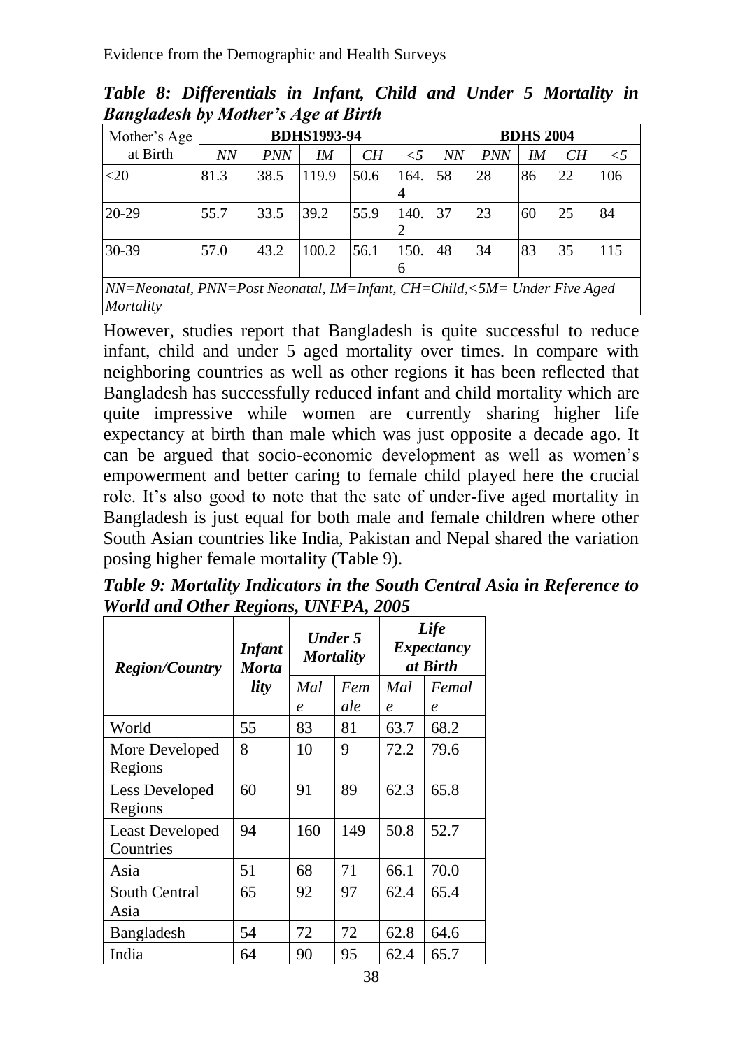***Table 8: Differentials in Infant, Child and Under 5 Mortality in Bangladesh by Mother's Age at Birth***

| Mother's Age at Birth | BDHS1993-94 | | | | | BDHS 2004 | | | | |
|---|---|---|---|---|---|---|---|---|---|---|
| | *NN* | *PNN* | *IM* | *CH* | *<5* | *NN* | *PNN* | *IM* | *CH* | *<5* |
| <20 | 81.3 | 38.5 | 119.9 | 50.6 | 164.4 | 58 | 28 | 86 | 22 | 106 |
| 20-29 | 55.7 | 33.5 | 39.2 | 55.9 | 140.2 | 37 | 23 | 60 | 25 | 84 |
| 30-39 | 57.0 | 43.2 | 100.2 | 56.1 | 150.6 | 48 | 34 | 83 | 35 | 115 |

*NN=Neonatal, PNN=Post Neonatal, IM=Infant, CH=Child,<5M= Under Five Aged Mortality*

However, studies report that Bangladesh is quite successful to reduce infant, child and under 5 aged mortality over times. In compare with neighboring countries as well as other regions it has been reflected that Bangladesh has successfully reduced infant and child mortality which are quite impressive while women are currently sharing higher life expectancy at birth than male which was just opposite a decade ago. It can be argued that socio-economic development as well as women's empowerment and better caring to female child played here the crucial role. It's also good to note that the sate of under-five aged mortality in Bangladesh is just equal for both male and female children where other South Asian countries like India, Pakistan and Nepal shared the variation posing higher female mortality (Table 9).

***Table 9: Mortality Indicators in the South Central Asia in Reference to World and Other Regions, UNFPA, 2005***

| ***Region/Country*** | ***Infant Mortality*** | ***Under 5 Mortality*** | | ***Life Expectancy at Birth*** | |
|---|---|---|---|---|---|
| | | *Male* | *Female* | *Male* | *Female* |
| World | 55 | 83 | 81 | 63.7 | 68.2 |
| More Developed Regions | 8 | 10 | 9 | 72.2 | 79.6 |
| Less Developed Regions | 60 | 91 | 89 | 62.3 | 65.8 |
| Least Developed Countries | 94 | 160 | 149 | 50.8 | 52.7 |
| Asia | 51 | 68 | 71 | 66.1 | 70.0 |
| South Central Asia | 65 | 92 | 97 | 62.4 | 65.4 |
| Bangladesh | 54 | 72 | 72 | 62.8 | 64.6 |
| India | 64 | 90 | 95 | 62.4 | 65.7 |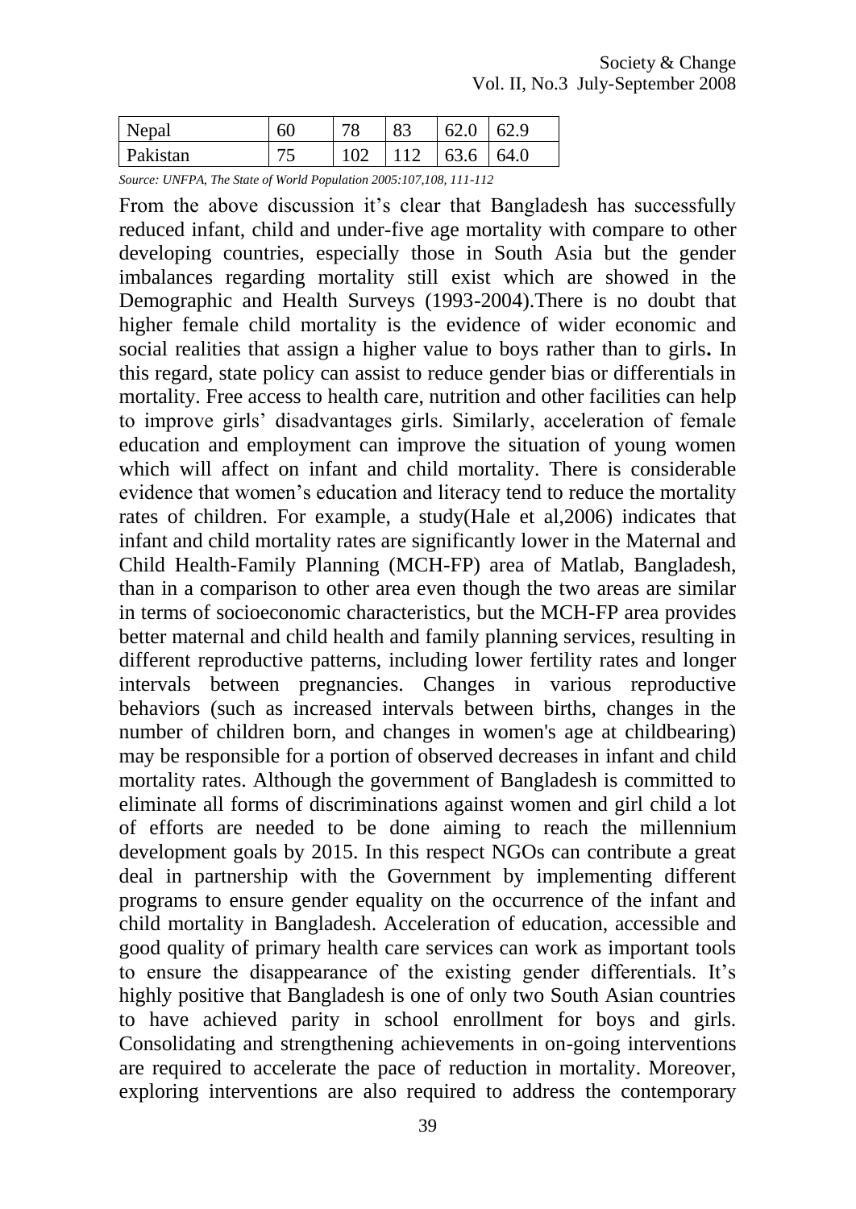| Nepal | 60 | 78 | 83 | 62.0 | 62.9 |
| --- | --- | --- | --- | --- | --- |
| Pakistan | 75 | 102 | 112 | 63.6 | 64.0 |

*Source: UNFPA, The State of World Population 2005:107,108, 111-112*

From the above discussion it's clear that Bangladesh has successfully reduced infant, child and under-five age mortality with compare to other developing countries, especially those in South Asia but the gender imbalances regarding mortality still exist which are showed in the Demographic and Health Surveys (1993-2004).There is no doubt that higher female child mortality is the evidence of wider economic and social realities that assign a higher value to boys rather than to girls**.** In this regard, state policy can assist to reduce gender bias or differentials in mortality. Free access to health care, nutrition and other facilities can help to improve girls' disadvantages girls. Similarly, acceleration of female education and employment can improve the situation of young women which will affect on infant and child mortality. There is considerable evidence that women's education and literacy tend to reduce the mortality rates of children. For example, a study(Hale et al,2006) indicates that infant and child mortality rates are significantly lower in the Maternal and Child Health-Family Planning (MCH-FP) area of Matlab, Bangladesh, than in a comparison to other area even though the two areas are similar in terms of socioeconomic characteristics, but the MCH-FP area provides better maternal and child health and family planning services, resulting in different reproductive patterns, including lower fertility rates and longer intervals between pregnancies. Changes in various reproductive behaviors (such as increased intervals between births, changes in the number of children born, and changes in women's age at childbearing) may be responsible for a portion of observed decreases in infant and child mortality rates. Although the government of Bangladesh is committed to eliminate all forms of discriminations against women and girl child a lot of efforts are needed to be done aiming to reach the millennium development goals by 2015. In this respect NGOs can contribute a great deal in partnership with the Government by implementing different programs to ensure gender equality on the occurrence of the infant and child mortality in Bangladesh. Acceleration of education, accessible and good quality of primary health care services can work as important tools to ensure the disappearance of the existing gender differentials. It's highly positive that Bangladesh is one of only two South Asian countries to have achieved parity in school enrollment for boys and girls. Consolidating and strengthening achievements in on-going interventions are required to accelerate the pace of reduction in mortality. Moreover, exploring interventions are also required to address the contemporary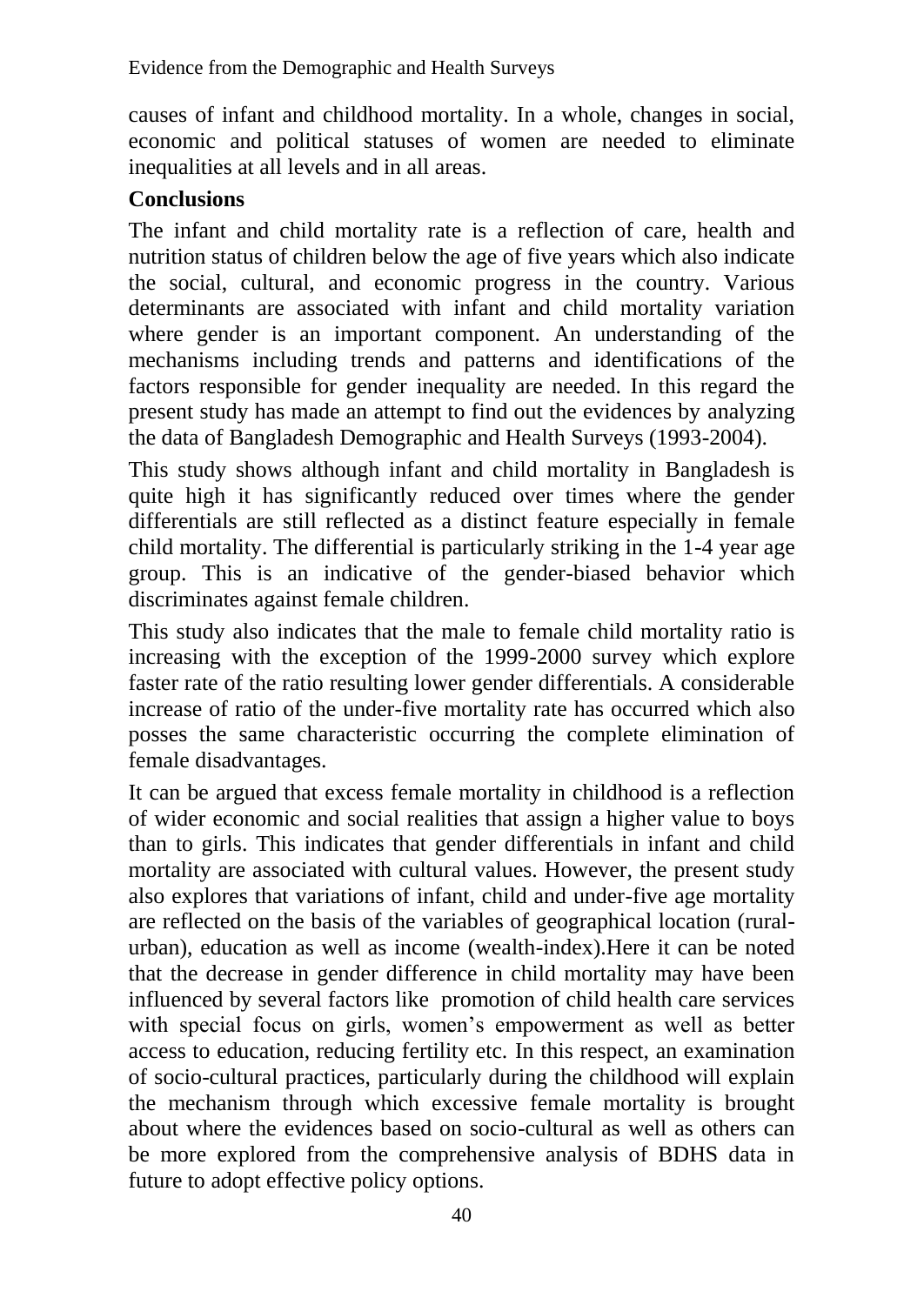causes of infant and childhood mortality. In a whole, changes in social, economic and political statuses of women are needed to eliminate inequalities at all levels and in all areas.

## Conclusions

The infant and child mortality rate is a reflection of care, health and nutrition status of children below the age of five years which also indicate the social, cultural, and economic progress in the country. Various determinants are associated with infant and child mortality variation where gender is an important component. An understanding of the mechanisms including trends and patterns and identifications of the factors responsible for gender inequality are needed. In this regard the present study has made an attempt to find out the evidences by analyzing the data of Bangladesh Demographic and Health Surveys (1993-2004).

This study shows although infant and child mortality in Bangladesh is quite high it has significantly reduced over times where the gender differentials are still reflected as a distinct feature especially in female child mortality. The differential is particularly striking in the 1-4 year age group. This is an indicative of the gender-biased behavior which discriminates against female children.

This study also indicates that the male to female child mortality ratio is increasing with the exception of the 1999-2000 survey which explore faster rate of the ratio resulting lower gender differentials. A considerable increase of ratio of the under-five mortality rate has occurred which also posses the same characteristic occurring the complete elimination of female disadvantages.

It can be argued that excess female mortality in childhood is a reflection of wider economic and social realities that assign a higher value to boys than to girls. This indicates that gender differentials in infant and child mortality are associated with cultural values. However, the present study also explores that variations of infant, child and under-five age mortality are reflected on the basis of the variables of geographical location (rural-urban), education as well as income (wealth-index).Here it can be noted that the decrease in gender difference in child mortality may have been influenced by several factors like promotion of child health care services with special focus on girls, women's empowerment as well as better access to education, reducing fertility etc. In this respect, an examination of socio-cultural practices, particularly during the childhood will explain the mechanism through which excessive female mortality is brought about where the evidences based on socio-cultural as well as others can be more explored from the comprehensive analysis of BDHS data in future to adopt effective policy options.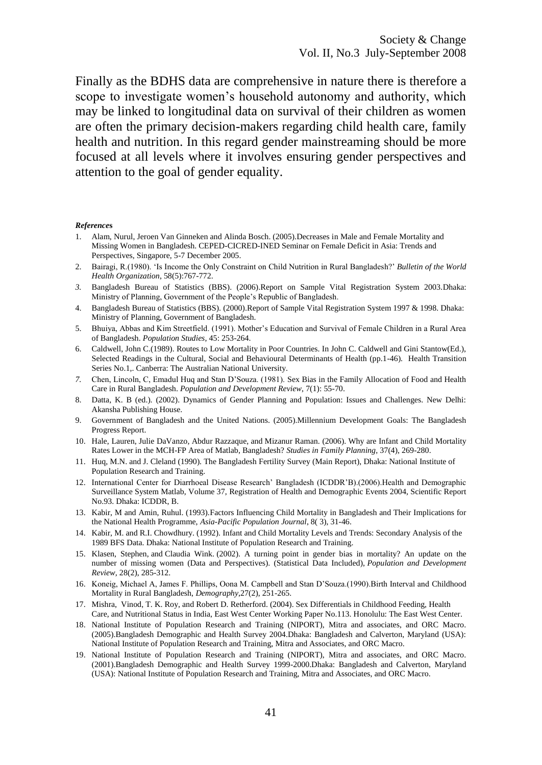Finally as the BDHS data are comprehensive in nature there is therefore a scope to investigate women's household autonomy and authority, which may be linked to longitudinal data on survival of their children as women are often the primary decision-makers regarding child health care, family health and nutrition. In this regard gender mainstreaming should be more focused at all levels where it involves ensuring gender perspectives and attention to the goal of gender equality.

***References***

1. Alam, Nurul, Jeroen Van Ginneken and Alinda Bosch. (2005).Decreases in Male and Female Mortality and Missing Women in Bangladesh. CEPED-CICRED-INED Seminar on Female Deficit in Asia: Trends and Perspectives, Singapore, 5-7 December 2005.
2. Bairagi, R.(1980). 'Is Income the Only Constraint on Child Nutrition in Rural Bangladesh?' *Bulletin of the World Health Organization*, 58(5):767-772.
3. Bangladesh Bureau of Statistics (BBS). (2006).Report on Sample Vital Registration System 2003.Dhaka: Ministry of Planning, Government of the People's Republic of Bangladesh.
4. Bangladesh Bureau of Statistics (BBS). (2000).Report of Sample Vital Registration System 1997 & 1998. Dhaka: Ministry of Planning, Government of Bangladesh.
5. Bhuiya, Abbas and Kim Streetfield. (1991). Mother's Education and Survival of Female Children in a Rural Area of Bangladesh. *Population Studies*, 45: 253-264.
6. Caldwell, John C.(1989). Routes to Low Mortality in Poor Countries. In John C. Caldwell and Gini Stantow(Ed.), Selected Readings in the Cultural, Social and Behavioural Determinants of Health (pp.1-46). Health Transition Series No.1,. Canberra: The Australian National University.
7. Chen, Lincoln, C, Emadul Huq and Stan D'Souza. (1981). Sex Bias in the Family Allocation of Food and Health Care in Rural Bangladesh. *Population and Development Review*, 7(1): 55-70.
8. Datta, K. B (ed.). (2002). Dynamics of Gender Planning and Population: Issues and Challenges. New Delhi: Akansha Publishing House.
9. Government of Bangladesh and the United Nations. (2005).Millennium Development Goals: The Bangladesh Progress Report.
10. Hale, Lauren, Julie DaVanzo, Abdur Razzaque, and Mizanur Raman. (2006). Why are Infant and Child Mortality Rates Lower in the MCH-FP Area of Matlab, Bangladesh? *Studies in Family Planning*, 37(4), 269-280.
11. Huq, M.N. and J. Cleland (1990). The Bangladesh Fertility Survey (Main Report), Dhaka: National Institute of Population Research and Training.
12. International Center for Diarrhoeal Disease Research' Bangladesh (ICDDR'B).(2006).Health and Demographic Surveillance System Matlab, Volume 37, Registration of Health and Demographic Events 2004, Scientific Report No.93. Dhaka: ICDDR, B.
13. Kabir, M and Amin, Ruhul. (1993).Factors Influencing Child Mortality in Bangladesh and Their Implications for the National Health Programme, *Asia-Pacific Population Journal*, 8( 3), 31-46.
14. Kabir, M. and R.I. Chowdhury. (1992). Infant and Child Mortality Levels and Trends: Secondary Analysis of the 1989 BFS Data. Dhaka: National Institute of Population Research and Training.
15. Klasen, Stephen, and Claudia Wink. (2002). A turning point in gender bias in mortality? An update on the number of missing women (Data and Perspectives). (Statistical Data Included), *Population and Development Review*, 28(2), 285-312.
16. Koneig, Michael A, James F. Phillips, Oona M. Campbell and Stan D'Souza.(1990).Birth Interval and Childhood Mortality in Rural Bangladesh, *Demography*,27(2), 251-265.
17. Mishra, Vinod, T. K. Roy, and Robert D. Retherford. (2004). Sex Differentials in Childhood Feeding, Health Care, and Nutritional Status in India, East West Center Working Paper No.113. Honolulu: The East West Center.
18. National Institute of Population Research and Training (NIPORT), Mitra and associates, and ORC Macro. (2005).Bangladesh Demographic and Health Survey 2004.Dhaka: Bangladesh and Calverton, Maryland (USA): National Institute of Population Research and Training, Mitra and Associates, and ORC Macro.
19. National Institute of Population Research and Training (NIPORT), Mitra and associates, and ORC Macro. (2001).Bangladesh Demographic and Health Survey 1999-2000.Dhaka: Bangladesh and Calverton, Maryland (USA): National Institute of Population Research and Training, Mitra and Associates, and ORC Macro.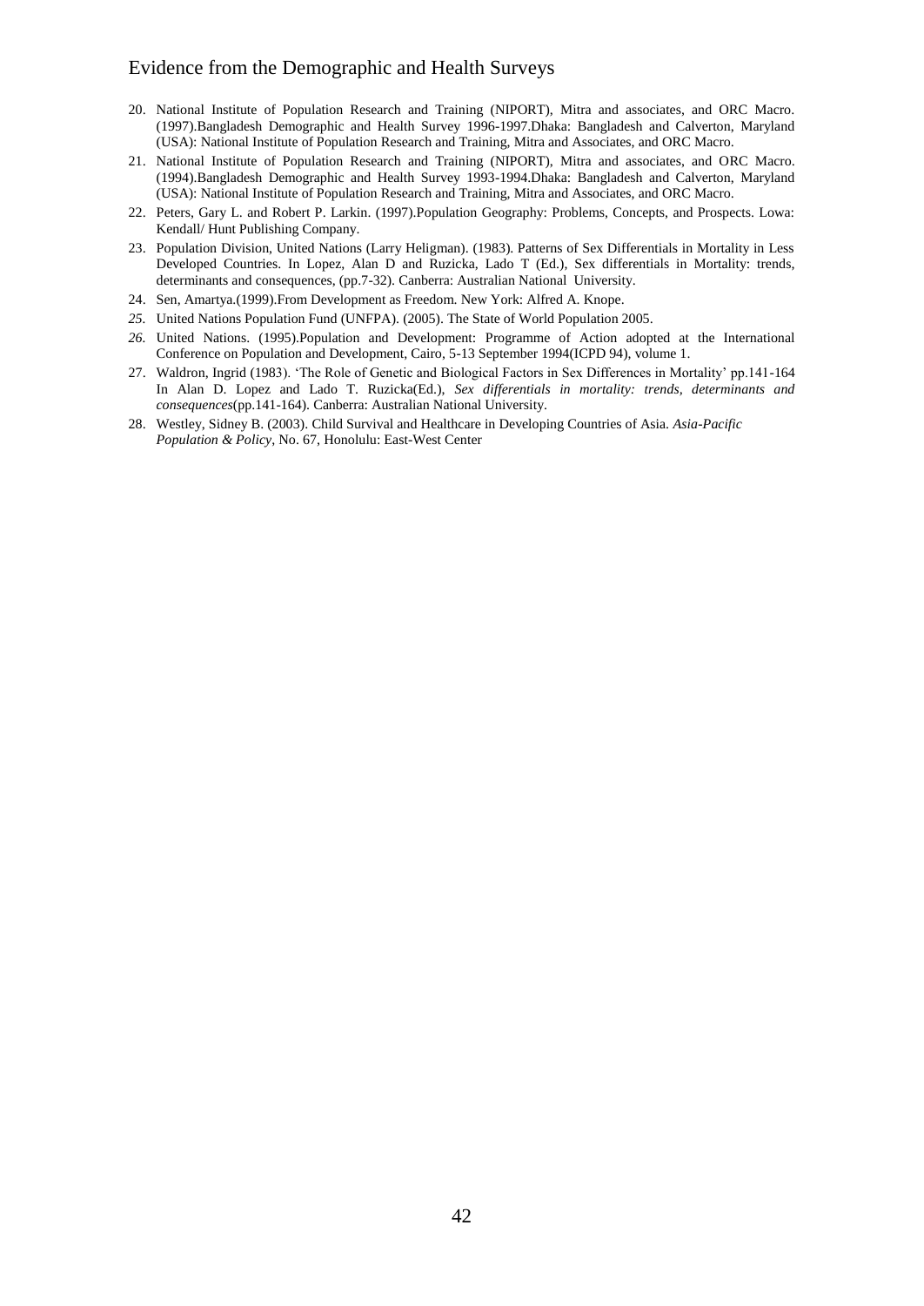20. National Institute of Population Research and Training (NIPORT), Mitra and associates, and ORC Macro. (1997).Bangladesh Demographic and Health Survey 1996-1997.Dhaka: Bangladesh and Calverton, Maryland (USA): National Institute of Population Research and Training, Mitra and Associates, and ORC Macro.
21. National Institute of Population Research and Training (NIPORT), Mitra and associates, and ORC Macro. (1994).Bangladesh Demographic and Health Survey 1993-1994.Dhaka: Bangladesh and Calverton, Maryland (USA): National Institute of Population Research and Training, Mitra and Associates, and ORC Macro.
22. Peters, Gary L. and Robert P. Larkin. (1997).Population Geography: Problems, Concepts, and Prospects. Lowa: Kendall/ Hunt Publishing Company.
23. Population Division, United Nations (Larry Heligman). (1983). Patterns of Sex Differentials in Mortality in Less Developed Countries. In Lopez, Alan D and Ruzicka, Lado T (Ed.), Sex differentials in Mortality: trends, determinants and consequences, (pp.7-32). Canberra: Australian National University.
24. Sen, Amartya.(1999).From Development as Freedom. New York: Alfred A. Knope.
25. United Nations Population Fund (UNFPA). (2005). The State of World Population 2005.
26. United Nations. (1995).Population and Development: Programme of Action adopted at the International Conference on Population and Development, Cairo, 5-13 September 1994(ICPD 94), volume 1.
27. Waldron, Ingrid (1983). 'The Role of Genetic and Biological Factors in Sex Differences in Mortality' pp.141-164 In Alan D. Lopez and Lado T. Ruzicka(Ed.), *Sex differentials in mortality: trends, determinants and consequences*(pp.141-164). Canberra: Australian National University.
28. Westley, Sidney B. (2003). Child Survival and Healthcare in Developing Countries of Asia. *Asia-Pacific Population & Policy*, No. 67, Honolulu: East-West Center